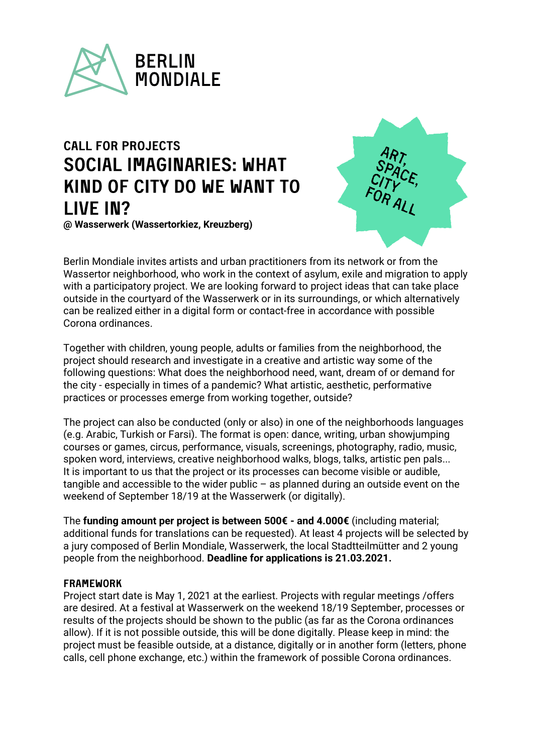BERLIN MONDIALE

## CALL FOR PROJECTS

# SOCIAL IMAGINARIES: WHAT KIND OF CITY DO WE WANT TO LIVE IN?

**@ Wasserwerk (Wassertorkiez, Kreuzberg)**

ART, SPACE, CITY FOR ALL

Berlin Mondiale invites artists and urban practitioners from its network or from the Wassertor neighborhood, who work in the context of asylum, exile and migration to apply with a participatory project. We are looking forward to project ideas that can take place outside in the courtyard of the Wasserwerk or in its surroundings, or which alternatively can be realized either in a digital form or contact-free in accordance with possible Corona ordinances.

Together with children, young people, adults or families from the neighborhood, the project should research and investigate in a creative and artistic way some of the following questions: What does the neighborhood need, want, dream of or demand for the city - especially in times of a pandemic? What artistic, aesthetic, performative practices or processes emerge from working together, outside?

The project can also be conducted (only or also) in one of the neighborhoods languages (e.g. Arabic, Turkish or Farsi). The format is open: dance, writing, urban showjumping courses or games, circus, performance, visuals, screenings, photography, radio, music, spoken word, interviews, creative neighborhood walks, blogs, talks, artistic pen pals... It is important to us that the project or its processes can become visible or audible, tangible and accessible to the wider public – as planned during an outside event on the weekend of September 18/19 at the Wasserwerk (or digitally).

The **funding amount per project is between 500€ - and 4.000€** (including material; additional funds for translations can be requested). At least 4 projects will be selected by a jury composed of Berlin Mondiale, Wasserwerk, the local Stadtteilmütter and 2 young people from the neighborhood. **Deadline for applications is 21.03.2021.**

### FRAMEWORK

Project start date is May 1, 2021 at the earliest. Projects with regular meetings /offers are desired. At a festival at Wasserwerk on the weekend 18/19 September, processes or results of the projects should be shown to the public (as far as the Corona ordinances allow). If it is not possible outside, this will be done digitally. Please keep in mind: the project must be feasible outside, at a distance, digitally or in another form (letters, phone calls, cell phone exchange, etc.) within the framework of possible Corona ordinances.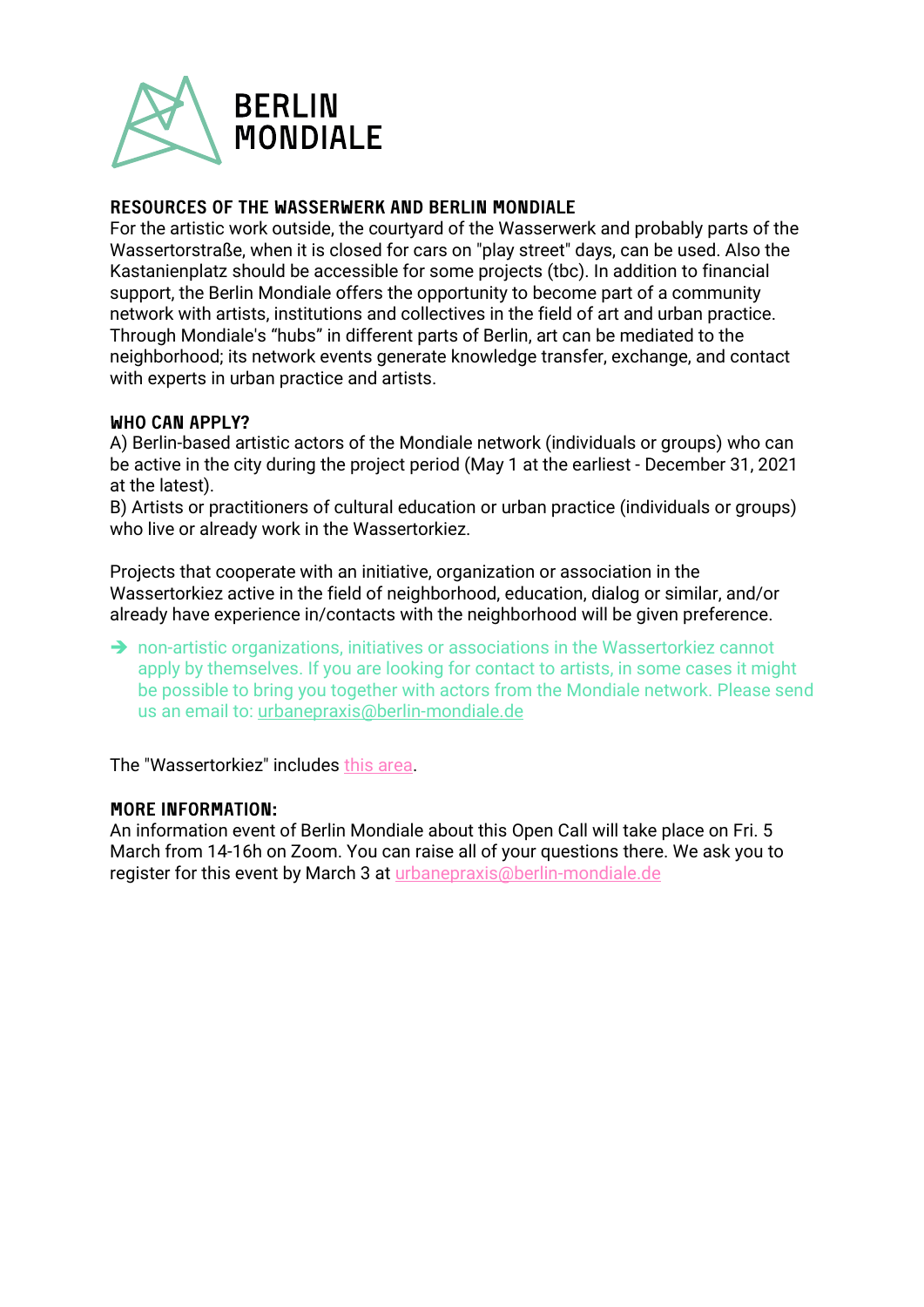## RESOURCES OF THE WASSERWERK AND BERLIN MONDIALE

For the artistic work outside, the courtyard of the Wasserwerk and probably parts of the Wassertorstraße, when it is closed for cars on "play street" days, can be used. Also the Kastanienplatz should be accessible for some projects (tbc). In addition to financial support, the Berlin Mondiale offers the opportunity to become part of a community network with artists, institutions and collectives in the field of art and urban practice. Through Mondiale's "hubs" in different parts of Berlin, art can be mediated to the neighborhood; its network events generate knowledge transfer, exchange, and contact with experts in urban practice and artists.

## WHO CAN APPLY?

A) Berlin-based artistic actors of the Mondiale network (individuals or groups) who can be active in the city during the project period (May 1 at the earliest - December 31, 2021 at the latest).
B) Artists or practitioners of cultural education or urban practice (individuals or groups) who live or already work in the Wassertorkiez.

Projects that cooperate with an initiative, organization or association in the Wassertorkiez active in the field of neighborhood, education, dialog or similar, and/or already have experience in/contacts with the neighborhood will be given preference.

➔ non-artistic organizations, initiatives or associations in the Wassertorkiez cannot apply by themselves. If you are looking for contact to artists, in some cases it might be possible to bring you together with actors from the Mondiale network. Please send us an email to: urbanepraxis@berlin-mondiale.de

The "Wassertorkiez" includes this area.

## MORE INFORMATION:

An information event of Berlin Mondiale about this Open Call will take place on Fri. 5 March from 14-16h on Zoom. You can raise all of your questions there. We ask you to register for this event by March 3 at urbanepraxis@berlin-mondiale.de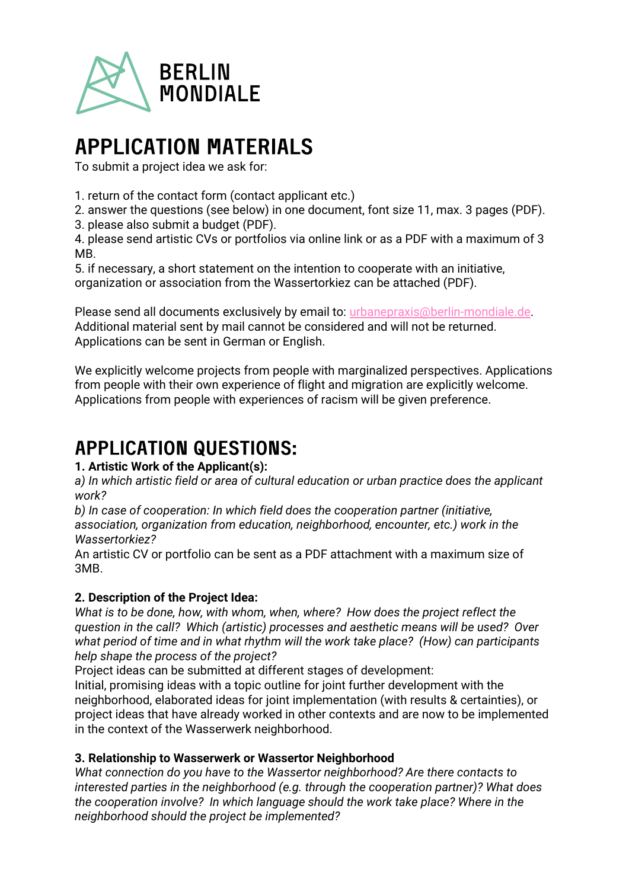BERLIN MONDIALE

# APPLICATION MATERIALS

To submit a project idea we ask for:

1. return of the contact form (contact applicant etc.)
2. answer the questions (see below) in one document, font size 11, max. 3 pages (PDF).
3. please also submit a budget (PDF).
4. please send artistic CVs or portfolios via online link or as a PDF with a maximum of 3 MB.
5. if necessary, a short statement on the intention to cooperate with an initiative, organization or association from the Wassertorkiez can be attached (PDF).

Please send all documents exclusively by email to: urbanepraxis@berlin-mondiale.de.
Additional material sent by mail cannot be considered and will not be returned.
Applications can be sent in German or English.

We explicitly welcome projects from people with marginalized perspectives. Applications from people with their own experience of flight and migration are explicitly welcome. Applications from people with experiences of racism will be given preference.

# APPLICATION QUESTIONS:

**1. Artistic Work of the Applicant(s):**

*a) In which artistic field or area of cultural education or urban practice does the applicant work?*

*b) In case of cooperation: In which field does the cooperation partner (initiative, association, organization from education, neighborhood, encounter, etc.) work in the Wassertorkiez?*

An artistic CV or portfolio can be sent as a PDF attachment with a maximum size of 3MB.

**2. Description of the Project Idea:**

*What is to be done, how, with whom, when, where? How does the project reflect the question in the call? Which (artistic) processes and aesthetic means will be used? Over what period of time and in what rhythm will the work take place? (How) can participants help shape the process of the project?*

Project ideas can be submitted at different stages of development:
Initial, promising ideas with a topic outline for joint further development with the neighborhood, elaborated ideas for joint implementation (with results & certainties), or project ideas that have already worked in other contexts and are now to be implemented in the context of the Wasserwerk neighborhood.

**3. Relationship to Wasserwerk or Wassertor Neighborhood**

*What connection do you have to the Wassertor neighborhood? Are there contacts to interested parties in the neighborhood (e.g. through the cooperation partner)? What does the cooperation involve? In which language should the work take place? Where in the neighborhood should the project be implemented?*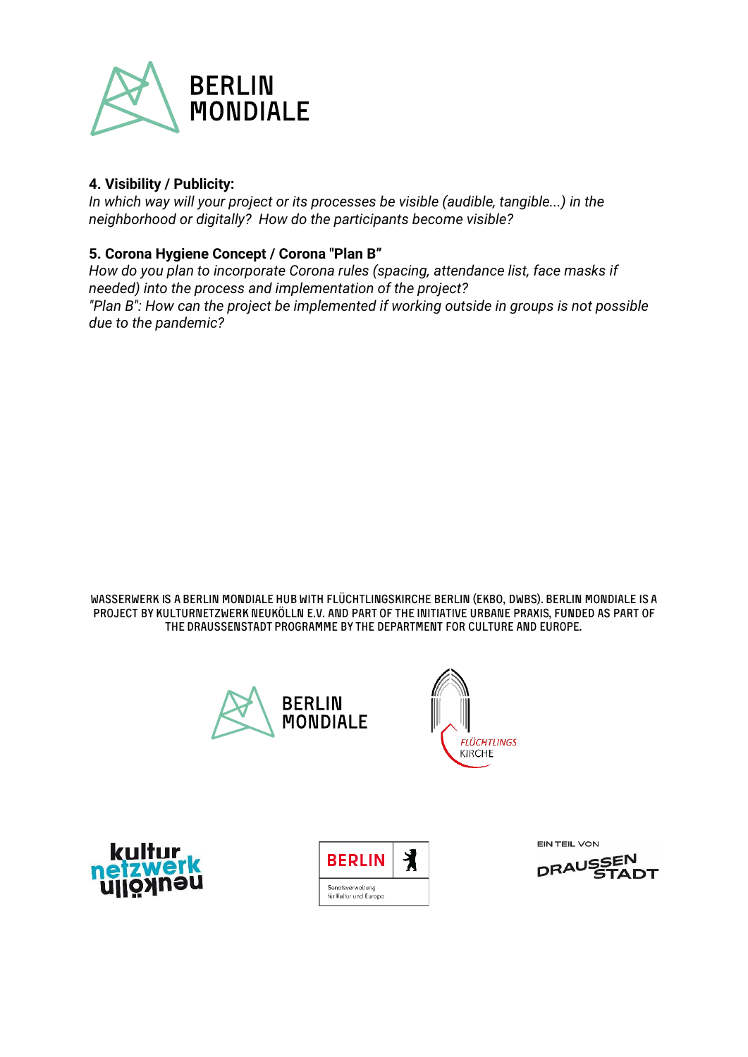**4. Visibility / Publicity:**

*In which way will your project or its processes be visible (audible, tangible...) in the neighborhood or digitally? How do the participants become visible?*

**5. Corona Hygiene Concept / Corona "Plan B"**

*How do you plan to incorporate Corona rules (spacing, attendance list, face masks if needed) into the process and implementation of the project?*

*"Plan B": How can the project be implemented if working outside in groups is not possible due to the pandemic?*

WASSERWERK IS A BERLIN MONDIALE HUB WITH FLÜCHTLINGSKIRCHE BERLIN (EKBO, DWBS). BERLIN MONDIALE IS A PROJECT BY KULTURNETZWERK NEUKÖLLN E.V. AND PART OF THE INITIATIVE URBANE PRAXIS, FUNDED AS PART OF THE DRAUSSENSTADT PROGRAMME BY THE DEPARTMENT FOR CULTURE AND EUROPE.